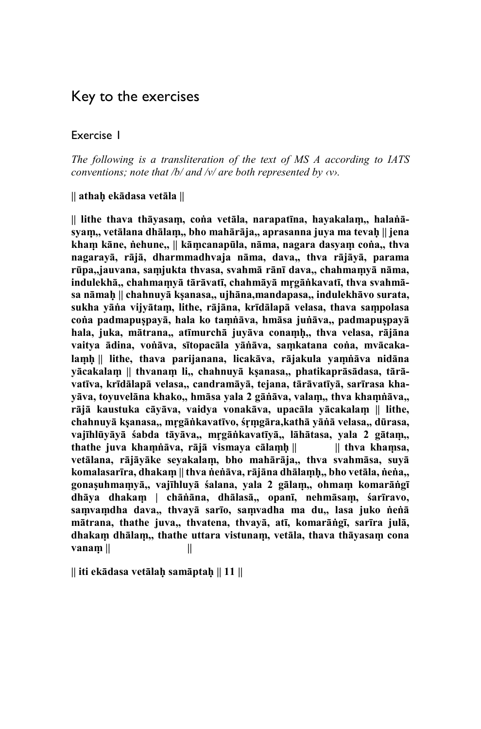# Key to the exercises

## Exercise 1

*The following is a transliteration of the text of MS A according to IATS conventions; note that /b/ and /v/ are both represented by ‹v›.*

**|| athaḥ ekādasa vetāla ||**

**|| lithe thava thāyasaṃ, coṅa vetāla, narapatīna, hayakalaṃ,, halaṅā-syaṃ,, vetālana dhālaṃ,, bho mahārāja,, aprasanna juya ma tevaḥ || jena khaṃ kāne, ṅehune,, || kāṃcanapūla, nāma, nagara dasyaṃ coṅa,, thva nagarayā, rājā, dharmmadhvaja nāma, dava,, thva rājāyā, parama rūpa,,jauvana, saṃjukta thvasa, svahmā rānī dava,, chahmaṃyā nāma, indulekhā,, chahmaṃyā tārāvatī, chahmāyā mṛgāṅkavatī, thva svahmā-sa nāmaḥ || chahnuyā kṣanasa,, ujhāna,mandapasa,, indulekhāvo surata, sukha yāṅa vijyātaṃ, lithe, rājāna, krīdālapā velasa, thava saṃpolasa coṅa padmapuṣpayā, hala ko taṃṅāva, hmāsa juṅāva,, padmapuṣpayā hala, juka, mātrana,, atīmurchā juyāva conaṃḥ,, thva velasa, rājāna vaitya ādina, voṅāva, sītopacāla yāṅāva, saṃkatana coṅa, mvācaka-laṃḥ || lithe, thava parijanana, licakāva, rājakula yaṃṅāva nidāna yācakalaṃ || thvanaṃ li,, chahnuyā kṣanasa,, phatikaprāsādasa, tārā-vatīva, krīdālapā velasa,, candramāyā, tejana, tārāvatīyā, sarīrasa kha-yāva, toyuvelāna khako,, hmāsa yala 2 gāṅāva, valaṃ,, thva khaṃṅāva,, rājā kaustuka cāyāva, vaidya vonakāva, upacāla yācakalaṃ || lithe, chahnuyā kṣanasa,, mṛgāṅkavatīvo, śṛṃgāra,kathā yāṅā velasa,, dūrasa, vajīhlūyāyā śabda tāyāva,, mṛgāṅkavatīyā,, lāhātasa, yala 2 gātaṃ,, thathe juva khaṃṅāva, rājā vismaya cālaṃḥ || || thva khaṃsa, vetālana, rājāyāke seyakalaṃ, bho mahārāja,, thva svahmāsa, suyā komalasarīra, dhakaṃ || thva ṅeṅāva, rājāna dhālaṃḥ,, bho vetāla, ṅeṅa,, gonaṣuhmaṃyā,, vajīhluyā śalana, yala 2 gālaṃ,, ohmaṃ komarāṅgī dhāya dhakaṃ | chāṅāna, dhālasā,, opanī, nehmāsaṃ, śarīravo, saṃvaṃdha dava,, thvayā sarīo, saṃvadha ma du,, lasa juko ṅeṅā mātrana, thathe juva,, thvatena, thvayā, atī, komarāṅgī, sarīra julā, dhakaṃ dhālaṃ,, thathe uttara vistunaṃ, vetāla, thava thāyasaṃ cona vanaṃ || ||**

**|| iti ekādasa vetālaḥ samāptaḥ || 11 ||**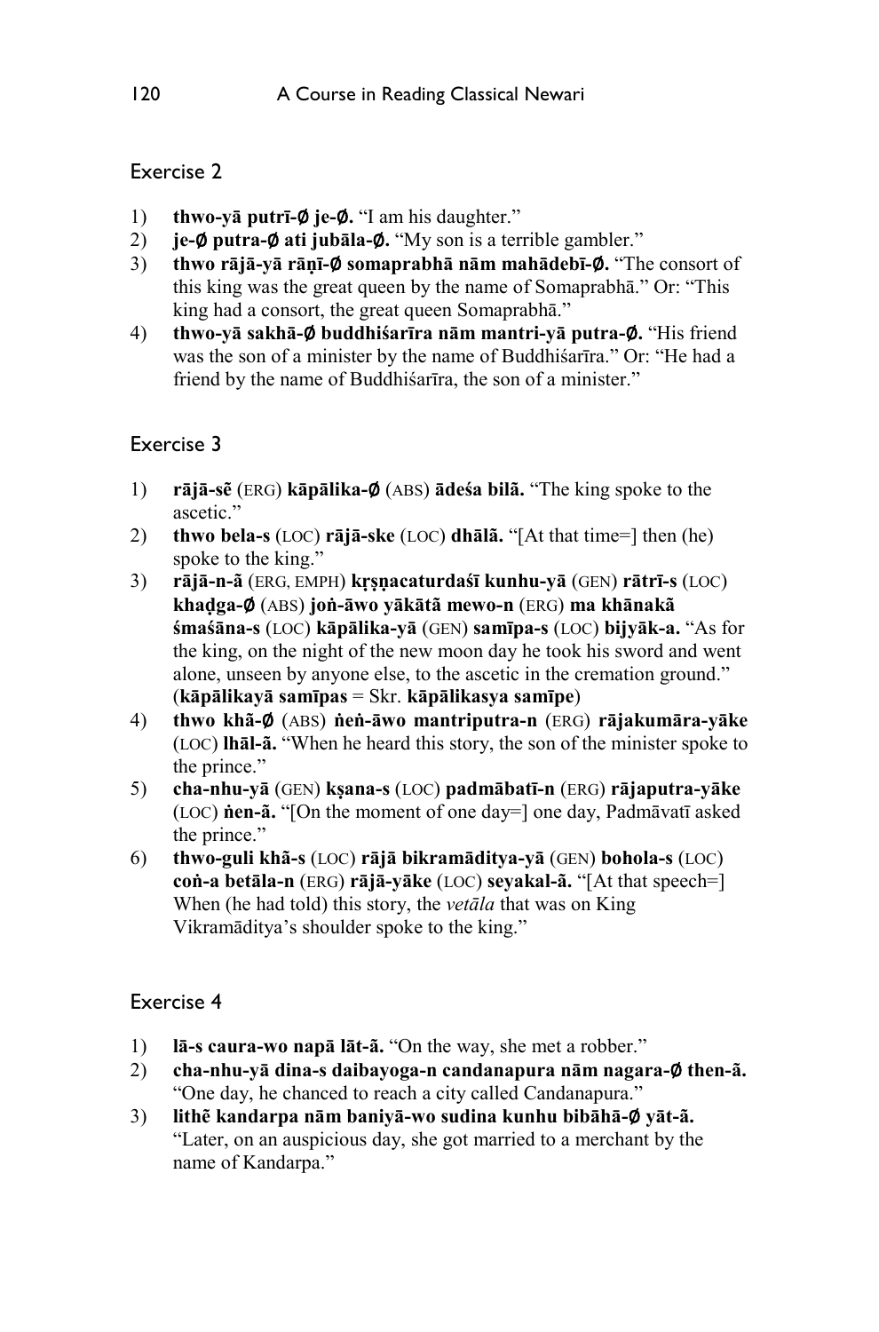## Exercise 2

1) **thwo-yā putrī-∅ je-∅.** "I am his daughter."
2) **je-∅ putra-∅ ati jubāla-∅.** "My son is a terrible gambler."
3) **thwo rājā-yā rāṇī-∅ somaprabhā nām mahādebī-∅.** "The consort of this king was the great queen by the name of Somaprabhā." Or: "This king had a consort, the great queen Somaprabhā."
4) **thwo-yā sakhā-∅ buddhiśarīra nām mantri-yā putra-∅.** "His friend was the son of a minister by the name of Buddhiśarīra." Or: "He had a friend by the name of Buddhiśarīra, the son of a minister."

## Exercise 3

1) **rājā-sẽ** (ERG) **kāpālika-∅** (ABS) **ādeśa bilā.** "The king spoke to the ascetic."
2) **thwo bela-s** (LOC) **rājā-ske** (LOC) **dhālã.** "[At that time=] then (he) spoke to the king."
3) **rājā-n-ã** (ERG, EMPH) **kṛṣṇacaturdaśī kunhu-yā** (GEN) **rātrī-s** (LOC) **khaḍga-∅** (ABS) **joṅ-āwo yākātã mewo-n** (ERG) **ma khānakā śmaśāna-s** (LOC) **kāpālika-yā** (GEN) **samīpa-s** (LOC) **bijyāk-a.** "As for the king, on the night of the new moon day he took his sword and went alone, unseen by anyone else, to the ascetic in the cremation ground." (**kāpālikayā samīpas** = Skr. **kāpālikasya samīpe**)
4) **thwo khã-∅** (ABS) **ṅeṅ-āwo mantriputra-n** (ERG) **rājakumāra-yāke** (LOC) **lhāl-ã.** "When he heard this story, the son of the minister spoke to the prince."
5) **cha-nhu-yā** (GEN) **kṣana-s** (LOC) **padmābatī-n** (ERG) **rājaputra-yāke** (LOC) **ṅen-ã.** "[On the moment of one day=] one day, Padmāvatī asked the prince."
6) **thwo-guli khã-s** (LOC) **rājā bikramāditya-yā** (GEN) **bohola-s** (LOC) **coṅ-a betāla-n** (ERG) **rājā-yāke** (LOC) **seyakal-ã.** "[At that speech=] When (he had told) this story, the *vetāla* that was on King Vikramāditya's shoulder spoke to the king."

## Exercise 4

1) **lā-s caura-wo napā lāt-ã.** "On the way, she met a robber."
2) **cha-nhu-yā dina-s daibayoga-n candanapura nām nagara-∅ then-ã.** "One day, he chanced to reach a city called Candanapura."
3) **lithẽ kandarpa nām baniyā-wo sudina kunhu bibāhā-∅ yāt-ã.** "Later, on an auspicious day, she got married to a merchant by the name of Kandarpa."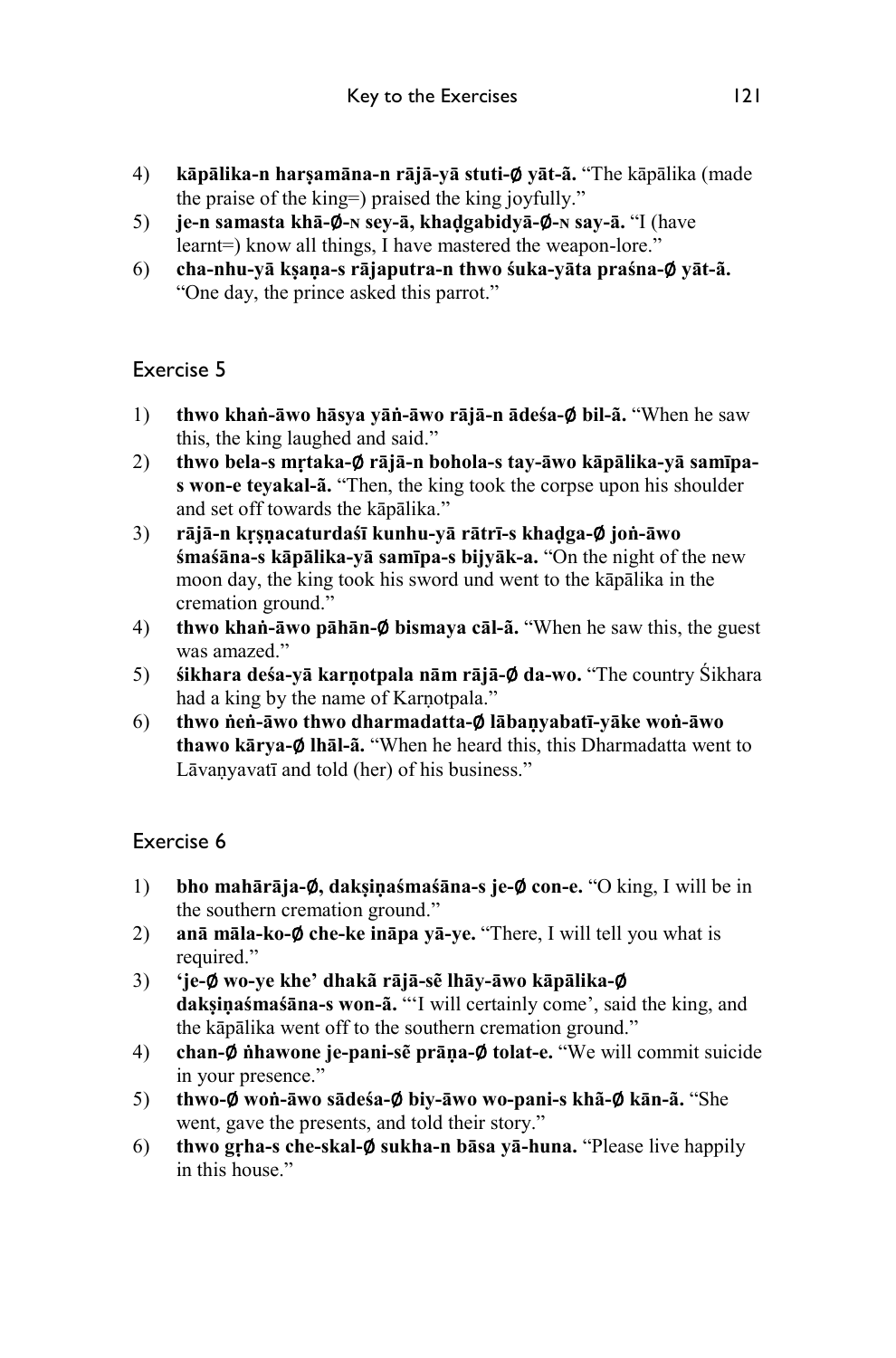4) **kāpālika-n harṣamāna-n rājā-yā stuti-∅ yāt-ã.** "The kāpālika (made the praise of the king=) praised the king joyfully."
5) **je-n samasta khã-∅-N sey-ā, khaḍgabidyā-∅-N say-ā.** "I (have learnt=) know all things, I have mastered the weapon-lore."
6) **cha-nhu-yā kṣaṇa-s rājaputra-n thwo śuka-yāta praśna-∅ yāt-ã.** "One day, the prince asked this parrot."

## Exercise 5

1) **thwo khaṅ-āwo hāsya yāṅ-āwo rājā-n ādeśa-∅ bil-ã.** "When he saw this, the king laughed and said."
2) **thwo bela-s mṛtaka-∅ rājā-n bohola-s tay-āwo kāpālika-yā samīpa-s won-e teyakal-ã.** "Then, the king took the corpse upon his shoulder and set off towards the kāpālika."
3) **rājā-n kṛṣṇacaturdaśī kunhu-yā rātrī-s khaḍga-∅ joṅ-āwo śmaśāna-s kāpālika-yā samīpa-s bijyāk-a.** "On the night of the new moon day, the king took his sword und went to the kāpālika in the cremation ground."
4) **thwo khaṅ-āwo pāhān-∅ bismaya cāl-ã.** "When he saw this, the guest was amazed."
5) **śikhara deśa-yā karṇotpala nām rājā-∅ da-wo.** "The country Śikhara had a king by the name of Karṇotpala."
6) **thwo ṅeṅ-āwo thwo dharmadatta-∅ lābaṇyabatī-yāke woṅ-āwo thawo kārya-∅ lhāl-ã.** "When he heard this, this Dharmadatta went to Lāvaṇyavatī and told (her) of his business."

## Exercise 6

1) **bho mahārāja-∅, dakṣiṇaśmaśāna-s je-∅ con-e.** "O king, I will be in the southern cremation ground."
2) **anā māla-ko-∅ che-ke ināpa yā-ye.** "There, I will tell you what is required."
3) **'je-∅ wo-ye khe' dhakā rājā-sẽ lhāy-āwo kāpālika-∅ dakṣiṇaśmaśāna-s won-ã.** "'I will certainly come', said the king, and the kāpālika went off to the southern cremation ground."
4) **chan-∅ ṅhawone je-pani-sẽ prāṇa-∅ tolat-e.** "We will commit suicide in your presence."
5) **thwo-∅ woṅ-āwo sādeśa-∅ biy-āwo wo-pani-s khã-∅ kān-ã.** "She went, gave the presents, and told their story."
6) **thwo gṛha-s che-skal-∅ sukha-n bāsa yā-huna.** "Please live happily in this house."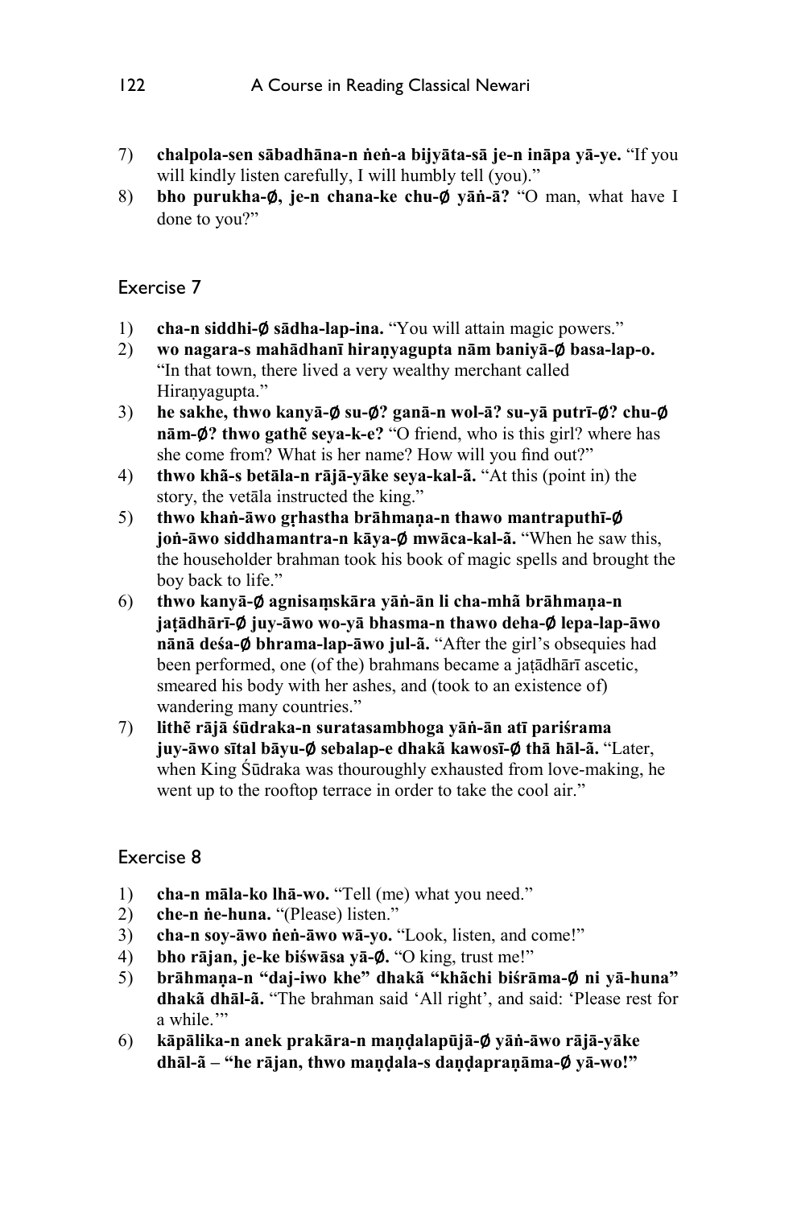7) **chalpola-sen sābadhāna-n ṅeṅ-a bijyāta-sā je-n ināpa yā-ye.** "If you will kindly listen carefully, I will humbly tell (you)."
8) **bho purukha-∅, je-n chana-ke chu-∅ yāṅ-ā?** "O man, what have I done to you?"

## Exercise 7

1) **cha-n siddhi-∅ sādha-lap-ina.** "You will attain magic powers."
2) **wo nagara-s mahādhanī hiraṇyagupta nām baniyā-∅ basa-lap-o.** "In that town, there lived a very wealthy merchant called Hiraṇyagupta."
3) **he sakhe, thwo kanyā-∅ su-∅? ganā-n wol-ā? su-yā putrī-∅? chu-∅ nām-∅? thwo gathẽ seya-k-e?** "O friend, who is this girl? where has she come from? What is her name? How will you find out?"
4) **thwo khã-s betāla-n rājā-yāke seya-kal-ã.** "At this (point in) the story, the vetāla instructed the king."
5) **thwo khaṅ-āwo gṛhastha brāhmaṇa-n thawo mantraputhī-∅ joṅ-āwo siddhamantra-n kāya-∅ mwāca-kal-ã.** "When he saw this, the householder brahman took his book of magic spells and brought the boy back to life."
6) **thwo kanyā-∅ agnisaṃskāra yāṅ-ān li cha-mhã brāhmaṇa-n jaṭādhārī-∅ juy-āwo wo-yā bhasma-n thawo deha-∅ lepa-lap-āwo nānā deśa-∅ bhrama-lap-āwo jul-ã.** "After the girl's obsequies had been performed, one (of the) brahmans became a jaṭādhārī ascetic, smeared his body with her ashes, and (took to an existence of) wandering many countries."
7) **lithẽ rājā śūdraka-n suratasambhoga yāṅ-ān atī pariśrama juy-āwo sītal bāyu-∅ sebalap-e dhakã kawosī-∅ thā hāl-ã.** "Later, when King Śūdraka was thouroughly exhausted from love-making, he went up to the rooftop terrace in order to take the cool air."

## Exercise 8

1) **cha-n māla-ko lhā-wo.** "Tell (me) what you need."
2) **che-n ṅe-huna.** "(Please) listen."
3) **cha-n soy-āwo ṅeṅ-āwo wā-yo.** "Look, listen, and come!"
4) **bho rājan, je-ke biśwāsa yā-∅.** "O king, trust me!"
5) **brāhmaṇa-n "daj-iwo khe" dhakã "khãchi biśrāma-∅ ni yā-huna" dhakã dhāl-ã.** "The brahman said 'All right', and said: 'Please rest for a while.'"
6) **kāpālika-n anek prakāra-n maṇḍalapūjā-∅ yāṅ-āwo rājā-yāke dhāl-ã – "he rājan, thwo maṇḍala-s daṇḍapraṇāma-∅ yā-wo!"**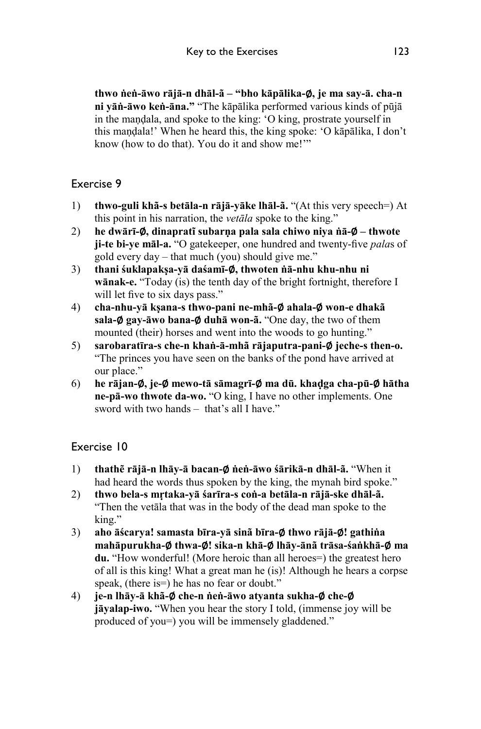**thwo ṅeṅ-āwo rājā-n dhāl-ã – "bho kāpālika-∅, je ma say-ā. cha-n ni yāṅ-āwo keṅ-āna."** "The kāpālika performed various kinds of pūjā in the maṇḍala, and spoke to the king: 'O king, prostrate yourself in this maṇḍala!' When he heard this, the king spoke: 'O kāpālika, I don't know (how to do that). You do it and show me!'"

## Exercise 9

1) **thwo-guli khã-s betāla-n rājā-yāke lhāl-ã.** "(At this very speech=) At this point in his narration, the *vetāla* spoke to the king."
2) **he dwārī-∅, dinapratī subarṇa pala sala chiwo niya ṅā-∅ – thwote ji-te bi-ye māl-a.** "O gatekeeper, one hundred and twenty-five *pala*s of gold every day – that much (you) should give me."
3) **thani śuklapakṣa-yā daśamī-∅, thwoten ṅā-nhu khu-nhu ni wānak-e.** "Today (is) the tenth day of the bright fortnight, therefore I will let five to six days pass."
4) **cha-nhu-yā kṣana-s thwo-pani ne-mhā-∅ ahala-∅ won-e dhakã sala-∅ gay-āwo bana-∅ duhā won-ã.** "One day, the two of them mounted (their) horses and went into the woods to go hunting."
5) **sarobaratīra-s che-n khaṅ-ā-mhã rājaputra-pani-∅ jeche-s then-o.** "The princes you have seen on the banks of the pond have arrived at our place."
6) **he rājan-∅, je-∅ mewo-tā sāmagrī-∅ ma dū. khaḍga cha-pū-∅ hātha ne-pā-wo thwote da-wo.** "O king, I have no other implements. One sword with two hands – that's all I have."

## Exercise 10

1) **thathẽ rājā-n lhāy-ā bacan-∅ ṅeṅ-āwo śārikā-n dhāl-ã.** "When it had heard the words thus spoken by the king, the mynah bird spoke."
2) **thwo bela-s mṛtaka-yā śarīra-s coṅ-a betāla-n rājā-ske dhāl-ã.** "Then the vetāla that was in the body of the dead man spoke to the king."
3) **aho āścarya! samasta bīra-yā sinã bīra-∅ thwo rājā-∅! gathiṅa mahāpurukha-∅ thwa-∅! sika-n khā-∅ lhāy-ānã trāsa-śaṅkhā-∅ ma du.** "How wonderful! (More heroic than all heroes=) the greatest hero of all is this king! What a great man he (is)! Although he hears a corpse speak, (there is=) he has no fear or doubt."
4) **je-n lhāy-ā khã-∅ che-n ṅeṅ-āwo atyanta sukha-∅ che-∅ jāyalap-iwo.** "When you hear the story I told, (immense joy will be produced of you=) you will be immensely gladdened."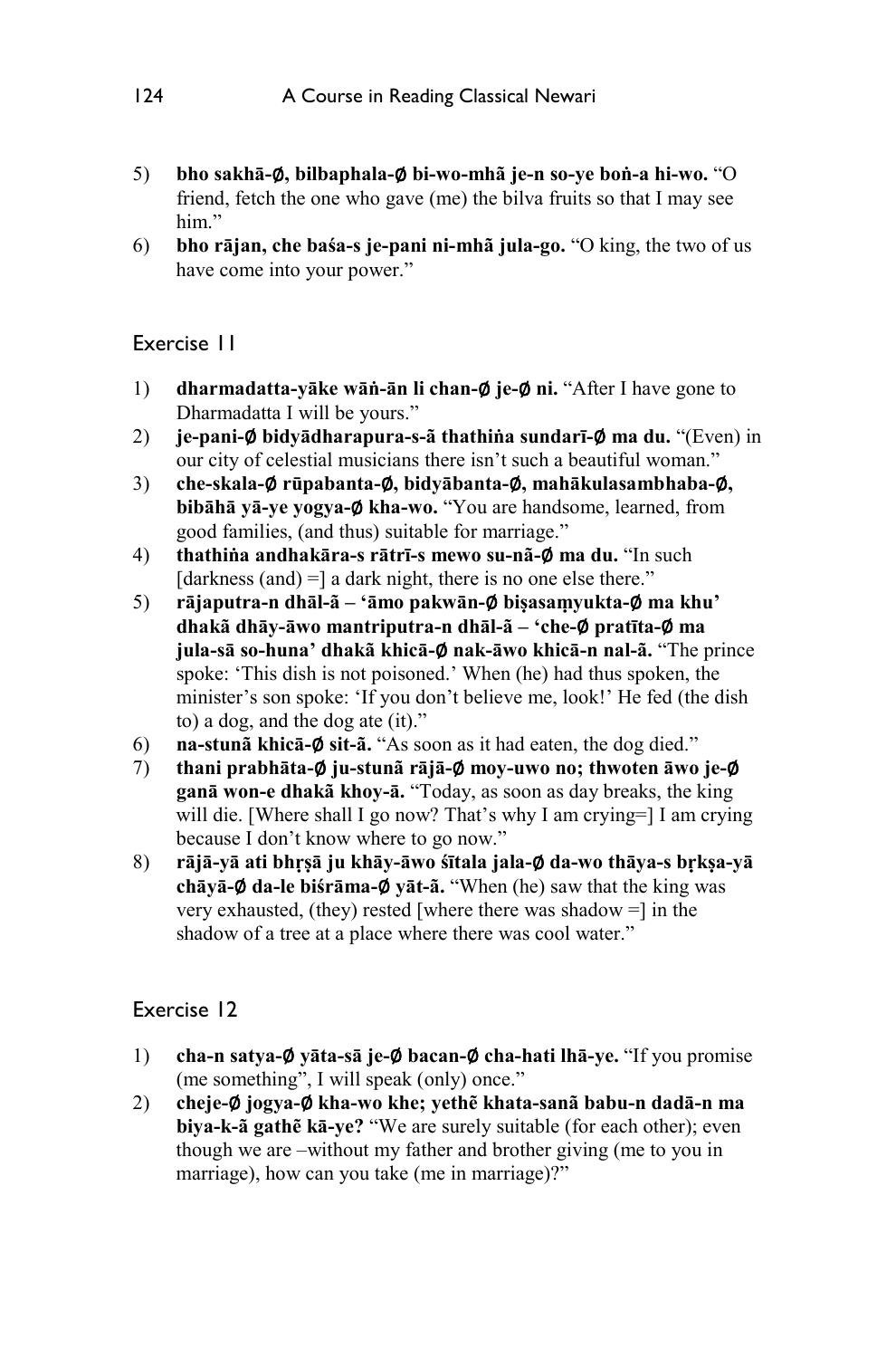5) **bho sakhā-∅, bilbaphala-∅ bi-wo-mhã je-n so-ye boṅ-a hi-wo.** "O friend, fetch the one who gave (me) the bilva fruits so that I may see him."
6) **bho rājan, che baśa-s je-pani ni-mhã jula-go.** "O king, the two of us have come into your power."

## Exercise 11

1) **dharmadatta-yāke wāṅ-ān li chan-∅ je-∅ ni.** "After I have gone to Dharmadatta I will be yours."
2) **je-pani-∅ bidyādharapura-s-ã thathiṅa sundarī-∅ ma du.** "(Even) in our city of celestial musicians there isn't such a beautiful woman."
3) **che-skala-∅ rūpabanta-∅, bidyābanta-∅, mahākulasambhaba-∅, bibāhā yā-ye yogya-∅ kha-wo.** "You are handsome, learned, from good families, (and thus) suitable for marriage."
4) **thathiṅa andhakāra-s rātrī-s mewo su-nã-∅ ma du.** "In such [darkness (and) =] a dark night, there is no one else there."
5) **rājaputra-n dhāl-ã – 'āmo pakwān-∅ biṣasaṃyukta-∅ ma khu' dhakã dhāy-āwo mantriputra-n dhāl-ã – 'che-∅ pratīta-∅ ma jula-sā so-huna' dhakã khicā-∅ nak-āwo khicā-n nal-ã.** "The prince spoke: 'This dish is not poisoned.' When (he) had thus spoken, the minister's son spoke: 'If you don't believe me, look!' He fed (the dish to) a dog, and the dog ate (it)."
6) **na-stunã khicā-∅ sit-ã.** "As soon as it had eaten, the dog died."
7) **thani prabhāta-∅ ju-stunã rājā-∅ moy-uwo no; thwoten āwo je-∅ ganā won-e dhakã khoy-ā.** "Today, as soon as day breaks, the king will die. [Where shall I go now? That's why I am crying=] I am crying because I don't know where to go now."
8) **rājā-yā ati bhṛṣā ju khāy-āwo śītala jala-∅ da-wo thāya-s bṛkṣa-yā chāyā-∅ da-le biśrāma-∅ yāt-ã.** "When (he) saw that the king was very exhausted, (they) rested [where there was shadow =] in the shadow of a tree at a place where there was cool water."

## Exercise 12

1) **cha-n satya-∅ yāta-sā je-∅ bacan-∅ cha-hati lhā-ye.** "If you promise (me something", I will speak (only) once."
2) **cheje-∅ jogya-∅ kha-wo khe; yethẽ khata-sanã babu-n dadā-n ma biya-k-ã gathẽ kā-ye?** "We are surely suitable (for each other); even though we are –without my father and brother giving (me to you in marriage), how can you take (me in marriage)?"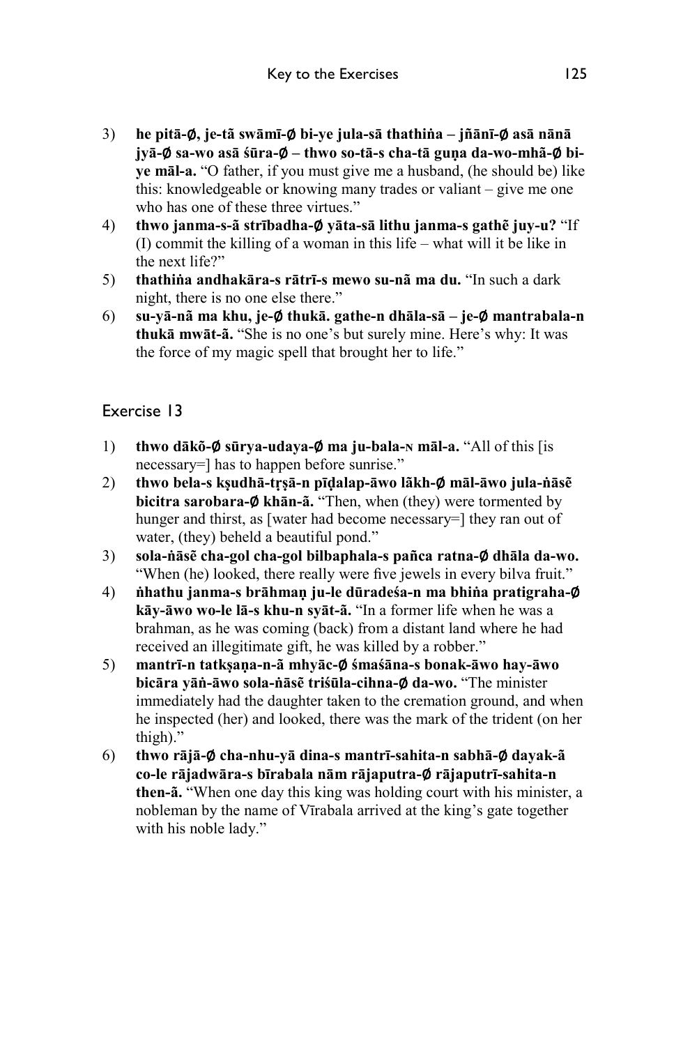3) **he pitā-∅, je-tā swāmī-∅ bi-ye jula-sā thathiṅa – jñānī-∅ asā nānā jyā-∅ sa-wo asā śūra-∅ – thwo so-tā-s cha-tā guṇa da-wo-mhã-∅ bi-ye māl-a.** "O father, if you must give me a husband, (he should be) like this: knowledgeable or knowing many trades or valiant – give me one who has one of these three virtues."
4) **thwo janma-s-ã strībadha-∅ yāta-sā lithu janma-s gathẽ juy-u?** "If (I) commit the killing of a woman in this life – what will it be like in the next life?"
5) **thathiṅa andhakāra-s rātrī-s mewo su-nã ma du.** "In such a dark night, there is no one else there."
6) **su-yā-nã ma khu, je-∅ thukā. gathe-n dhāla-sā – je-∅ mantrabala-n thukā mwāt-ã.** "She is no one's but surely mine. Here's why: It was the force of my magic spell that brought her to life."

## Exercise 13

1) **thwo dākõ-∅ sūrya-udaya-∅ ma ju-bala-ɴ māl-a.** "All of this [is necessary=] has to happen before sunrise."
2) **thwo bela-s kṣudhā-tṛṣā-n pīḍalap-āwo lãkh-∅ māl-āwo jula-ṅāsẽ bicitra sarobara-∅ khān-ã.** "Then, when (they) were tormented by hunger and thirst, as [water had become necessary=] they ran out of water, (they) beheld a beautiful pond."
3) **sola-ṅāsẽ cha-gol cha-gol bilbaphala-s pañca ratna-∅ dhāla da-wo.** "When (he) looked, there really were five jewels in every bilva fruit."
4) **ṅhathu janma-s brāhmaṇ ju-le dūradeśa-n ma bhiṅa pratigraha-∅ kāy-āwo wo-le lā-s khu-n syāt-ã.** "In a former life when he was a brahman, as he was coming (back) from a distant land where he had received an illegitimate gift, he was killed by a robber."
5) **mantrī-n tatkṣaṇa-n-ã mhyāc-∅ śmaśāna-s bonak-āwo hay-āwo bicāra yāṅ-āwo sola-ṅāsẽ triśūla-cihna-∅ da-wo.** "The minister immediately had the daughter taken to the cremation ground, and when he inspected (her) and looked, there was the mark of the trident (on her thigh)."
6) **thwo rājā-∅ cha-nhu-yā dina-s mantrī-sahita-n sabhā-∅ dayak-ã co-le rājadwāra-s bīrabala nām rājaputra-∅ rājaputrī-sahita-n then-ã.** "When one day this king was holding court with his minister, a nobleman by the name of Vīrabala arrived at the king's gate together with his noble lady."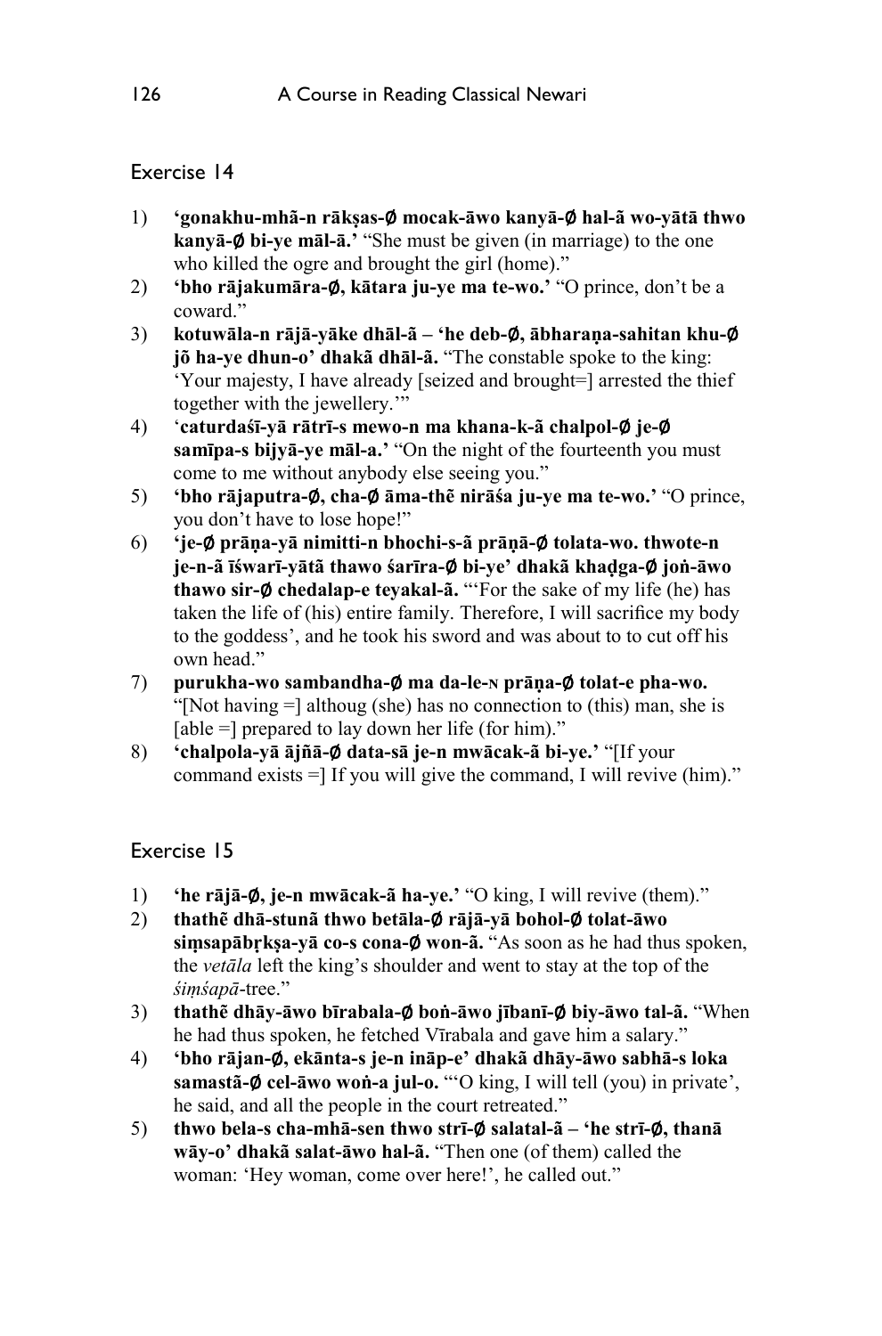## Exercise 14

1) **'gonakhu-mhã-n rākṣas-ø mocak-āwo kanyā-ø hal-ã wo-yātā thwo kanyā-ø bi-ye māl-ā.'** "She must be given (in marriage) to the one who killed the ogre and brought the girl (home)."
2) **'bho rājakumāra-ø, kātara ju-ye ma te-wo.'** "O prince, don't be a coward."
3) **kotuwāla-n rājā-yāke dhāl-ã – 'he deb-ø, ābharaṇa-sahitan khu-ø jõ ha-ye dhun-o' dhakã dhāl-ã.** "The constable spoke to the king: 'Your majesty, I have already [seized and brought=] arrested the thief together with the jewellery.'"
4) '**caturdaśī-yā rātrī-s mewo-n ma khana-k-ã chalpol-ø je-ø samīpa-s bijyā-ye māl-a.'** "On the night of the fourteenth you must come to me without anybody else seeing you."
5) **'bho rājaputra-ø, cha-ø āma-thẽ nirāśa ju-ye ma te-wo.'** "O prince, you don't have to lose hope!"
6) **'je-ø prāṇa-yā nimitti-n bhochi-s-ã prāṇā-ø tolata-wo. thwote-n je-n-ã īśwarī-yātā thawo śarīra-ø bi-ye' dhakã khaḍga-ø joṅ-āwo thawo sir-ø chedalap-e teyakal-ã.** "'For the sake of my life (he) has taken the life of (his) entire family. Therefore, I will sacrifice my body to the goddess', and he took his sword and was about to to cut off his own head."
7) **purukha-wo sambandha-ø ma da-le-ɴ prāṇa-ø tolat-e pha-wo.** "[Not having =] althoug (she) has no connection to (this) man, she is [able =] prepared to lay down her life (for him)."
8) **'chalpola-yā ājñā-ø data-sā je-n mwācak-ã bi-ye.'** "[If your command exists =] If you will give the command, I will revive (him)."

## Exercise 15

1) **'he rājā-ø, je-n mwācak-ã ha-ye.'** "O king, I will revive (them)."
2) **thathẽ dhā-stunā thwo betāla-ø rājā-yā bohol-ø tolat-āwo siṃsapābṛkṣa-yā co-s cona-ø won-ã.** "As soon as he had thus spoken, the *vetāla* left the king's shoulder and went to stay at the top of the *śiṃśapā*-tree."
3) **thathẽ dhāy-āwo bīrabala-ø boṅ-āwo jībanī-ø biy-āwo tal-ã.** "When he had thus spoken, he fetched Vīrabala and gave him a salary."
4) **'bho rājan-ø, ekānta-s je-n ināp-e' dhakã dhāy-āwo sabhā-s loka samastā-ø cel-āwo woṅ-a jul-o.** "'O king, I will tell (you) in private', he said, and all the people in the court retreated."
5) **thwo bela-s cha-mhā-sen thwo strī-ø salatal-ã – 'he strī-ø, thanā wāy-o' dhakã salat-āwo hal-ã.** "Then one (of them) called the woman: 'Hey woman, come over here!', he called out."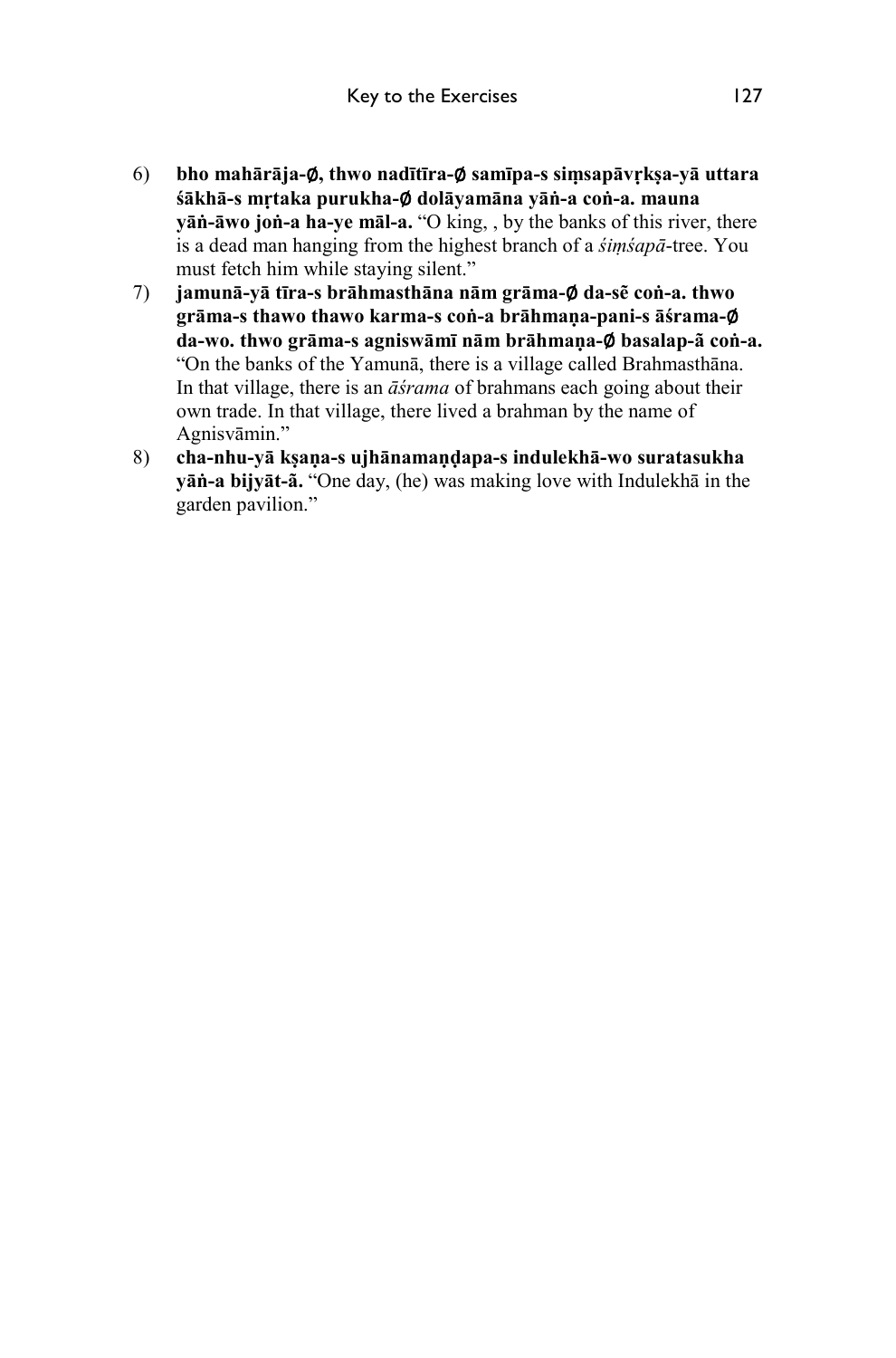6) **bho mahārāja-∅, thwo nadītīra-∅ samīpa-s siṃsapāvṛkṣa-yā uttara śākhā-s mṛtaka purukha-∅ dolāyamāna yāṅ-a coṅ-a. mauna yāṅ-āwo joṅ-a ha-ye māl-a.** "O king, , by the banks of this river, there is a dead man hanging from the highest branch of a *śiṃśapā*-tree. You must fetch him while staying silent."
7) **jamunā-yā tīra-s brāhmasthāna nām grāma-∅ da-sẽ coṅ-a. thwo grāma-s thawo thawo karma-s coṅ-a brāhmaṇa-pani-s āśrama-∅ da-wo. thwo grāma-s agniswāmī nām brāhmaṇa-∅ basalap-ã coṅ-a.** "On the banks of the Yamunā, there is a village called Brahmasthāna. In that village, there is an *āśrama* of brahmans each going about their own trade. In that village, there lived a brahman by the name of Agnisvāmin."
8) **cha-nhu-yā kṣaṇa-s ujhānamaṇḍapa-s indulekhā-wo suratasukha yāṅ-a bijyāt-ã.** "One day, (he) was making love with Indulekhā in the garden pavilion."